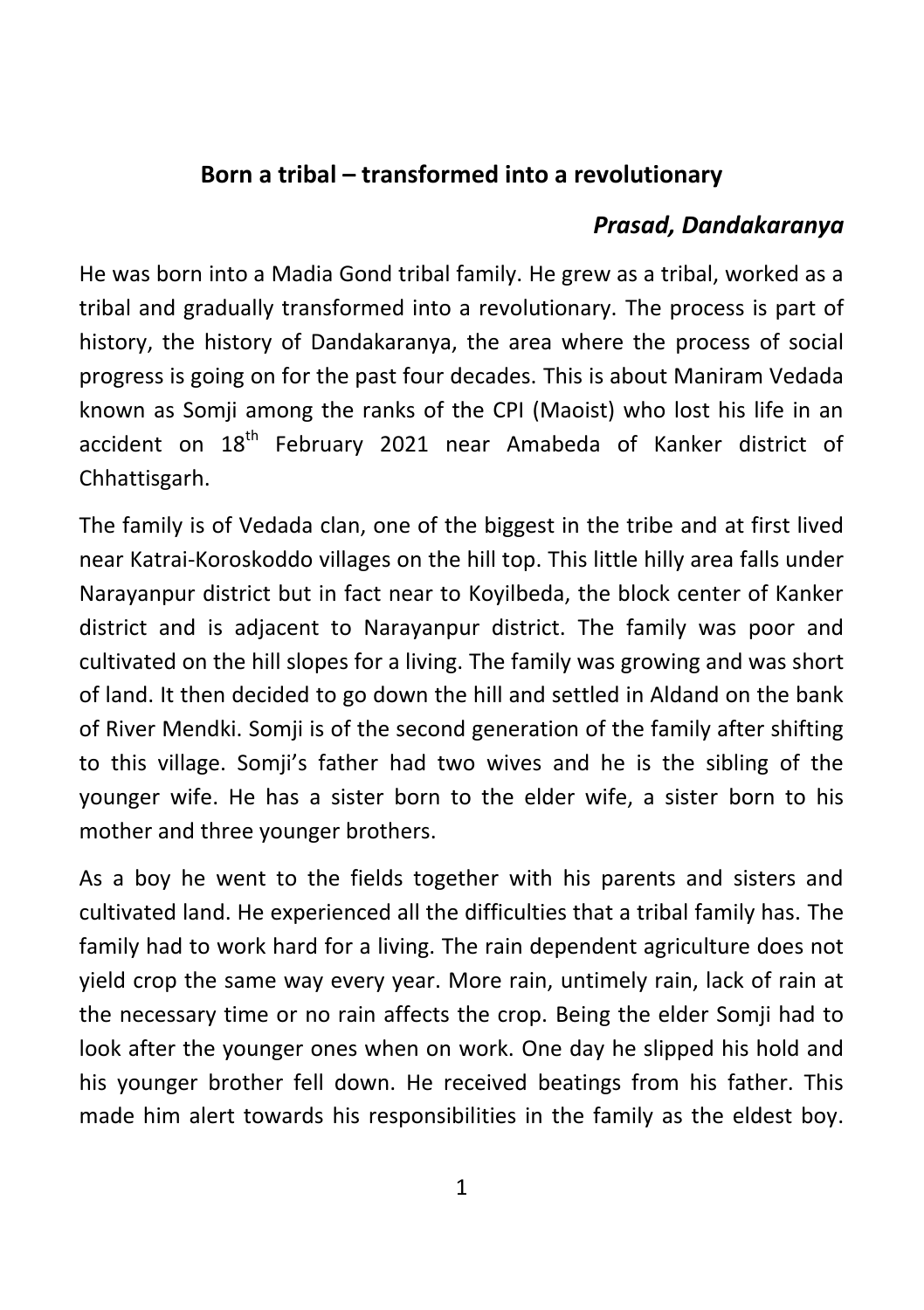# Born a tribal – transformed into a revolutionary

***Prasad, Dandakaranya***

He was born into a Madia Gond tribal family. He grew as a tribal, worked as a tribal and gradually transformed into a revolutionary. The process is part of history, the history of Dandakaranya, the area where the process of social progress is going on for the past four decades. This is about Maniram Vedada known as Somji among the ranks of the CPI (Maoist) who lost his life in an accident on 18th February 2021 near Amabeda of Kanker district of Chhattisgarh.

The family is of Vedada clan, one of the biggest in the tribe and at first lived near Katrai-Koroskoddo villages on the hill top. This little hilly area falls under Narayanpur district but in fact near to Koyilbeda, the block center of Kanker district and is adjacent to Narayanpur district. The family was poor and cultivated on the hill slopes for a living. The family was growing and was short of land. It then decided to go down the hill and settled in Aldand on the bank of River Mendki. Somji is of the second generation of the family after shifting to this village. Somji's father had two wives and he is the sibling of the younger wife. He has a sister born to the elder wife, a sister born to his mother and three younger brothers.

As a boy he went to the fields together with his parents and sisters and cultivated land. He experienced all the difficulties that a tribal family has. The family had to work hard for a living. The rain dependent agriculture does not yield crop the same way every year. More rain, untimely rain, lack of rain at the necessary time or no rain affects the crop. Being the elder Somji had to look after the younger ones when on work. One day he slipped his hold and his younger brother fell down. He received beatings from his father. This made him alert towards his responsibilities in the family as the eldest boy.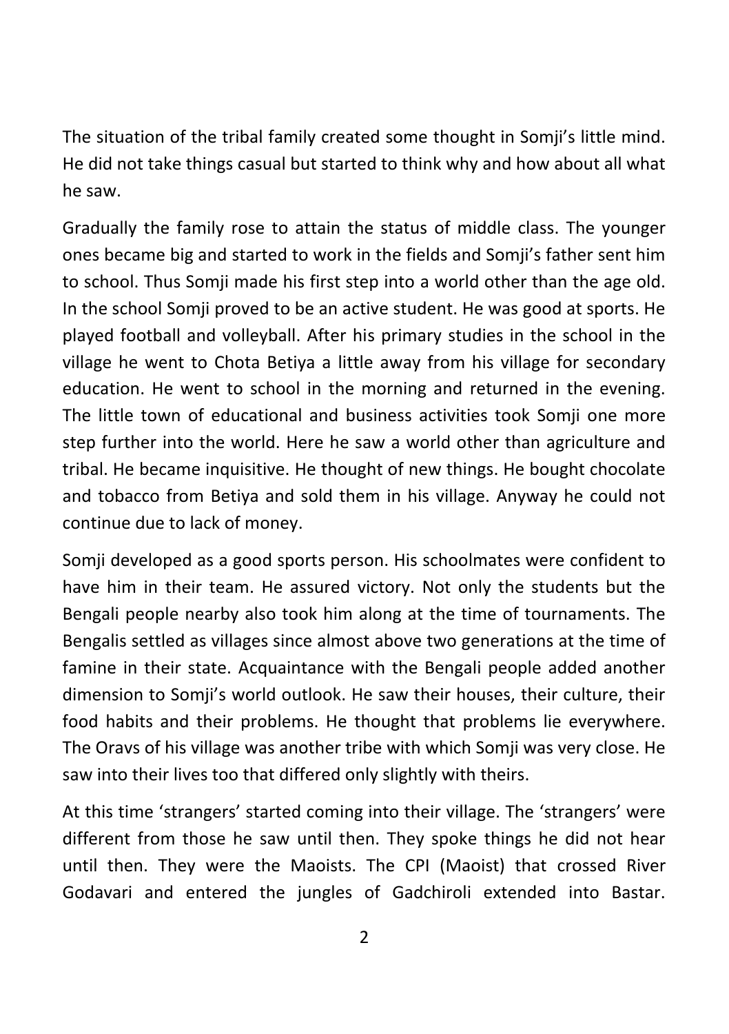The situation of the tribal family created some thought in Somji's little mind. He did not take things casual but started to think why and how about all what he saw.

Gradually the family rose to attain the status of middle class. The younger ones became big and started to work in the fields and Somji's father sent him to school. Thus Somji made his first step into a world other than the age old. In the school Somji proved to be an active student. He was good at sports. He played football and volleyball. After his primary studies in the school in the village he went to Chota Betiya a little away from his village for secondary education. He went to school in the morning and returned in the evening. The little town of educational and business activities took Somji one more step further into the world. Here he saw a world other than agriculture and tribal. He became inquisitive. He thought of new things. He bought chocolate and tobacco from Betiya and sold them in his village. Anyway he could not continue due to lack of money.

Somji developed as a good sports person. His schoolmates were confident to have him in their team. He assured victory. Not only the students but the Bengali people nearby also took him along at the time of tournaments. The Bengalis settled as villages since almost above two generations at the time of famine in their state. Acquaintance with the Bengali people added another dimension to Somji's world outlook. He saw their houses, their culture, their food habits and their problems. He thought that problems lie everywhere. The Oravs of his village was another tribe with which Somji was very close. He saw into their lives too that differed only slightly with theirs.

At this time 'strangers' started coming into their village. The 'strangers' were different from those he saw until then. They spoke things he did not hear until then. They were the Maoists. The CPI (Maoist) that crossed River Godavari and entered the jungles of Gadchiroli extended into Bastar.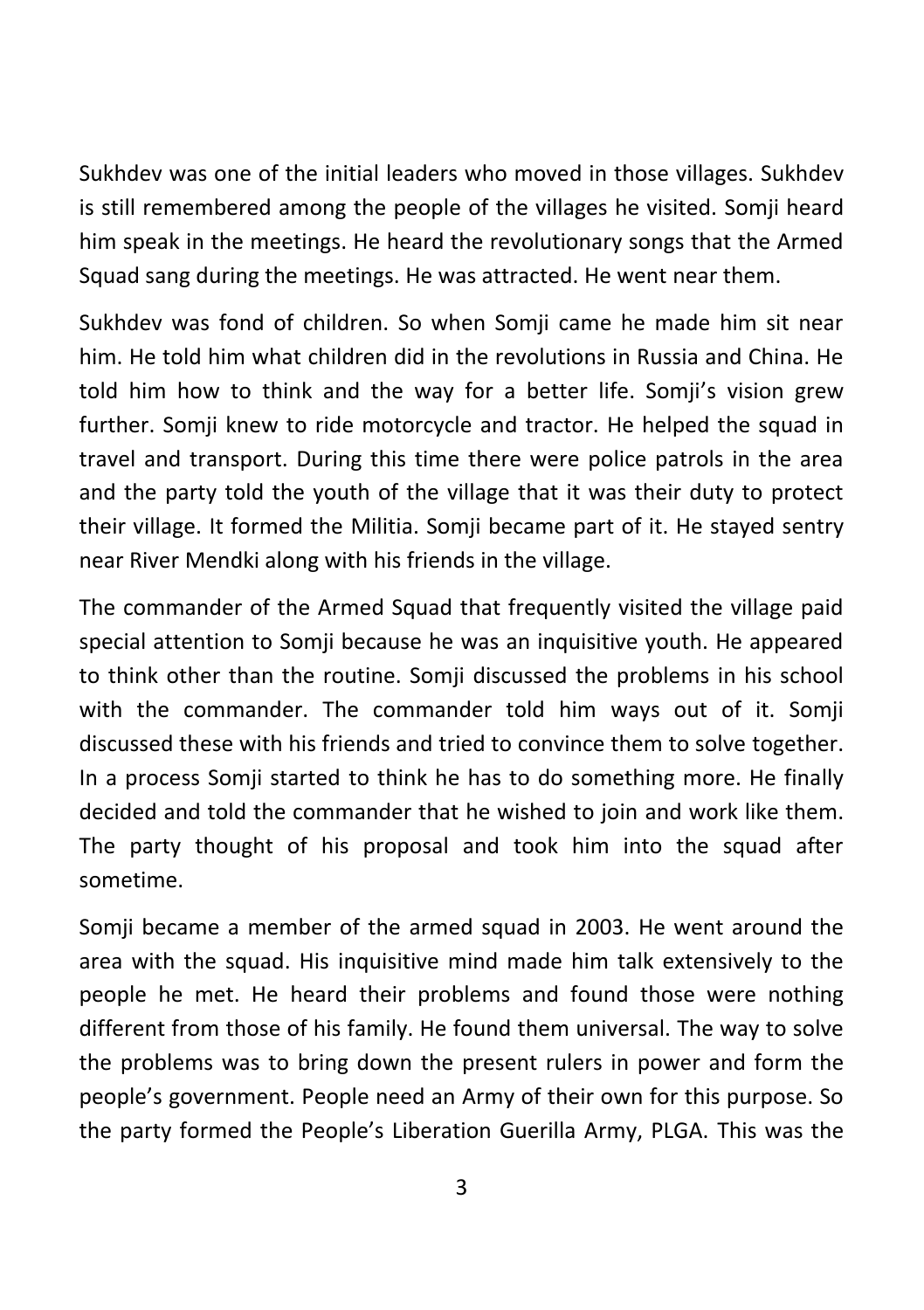Sukhdev was one of the initial leaders who moved in those villages. Sukhdev is still remembered among the people of the villages he visited. Somji heard him speak in the meetings. He heard the revolutionary songs that the Armed Squad sang during the meetings. He was attracted. He went near them.

Sukhdev was fond of children. So when Somji came he made him sit near him. He told him what children did in the revolutions in Russia and China. He told him how to think and the way for a better life. Somji's vision grew further. Somji knew to ride motorcycle and tractor. He helped the squad in travel and transport. During this time there were police patrols in the area and the party told the youth of the village that it was their duty to protect their village. It formed the Militia. Somji became part of it. He stayed sentry near River Mendki along with his friends in the village.

The commander of the Armed Squad that frequently visited the village paid special attention to Somji because he was an inquisitive youth. He appeared to think other than the routine. Somji discussed the problems in his school with the commander. The commander told him ways out of it. Somji discussed these with his friends and tried to convince them to solve together. In a process Somji started to think he has to do something more. He finally decided and told the commander that he wished to join and work like them. The party thought of his proposal and took him into the squad after sometime.

Somji became a member of the armed squad in 2003. He went around the area with the squad. His inquisitive mind made him talk extensively to the people he met. He heard their problems and found those were nothing different from those of his family. He found them universal. The way to solve the problems was to bring down the present rulers in power and form the people's government. People need an Army of their own for this purpose. So the party formed the People's Liberation Guerilla Army, PLGA. This was the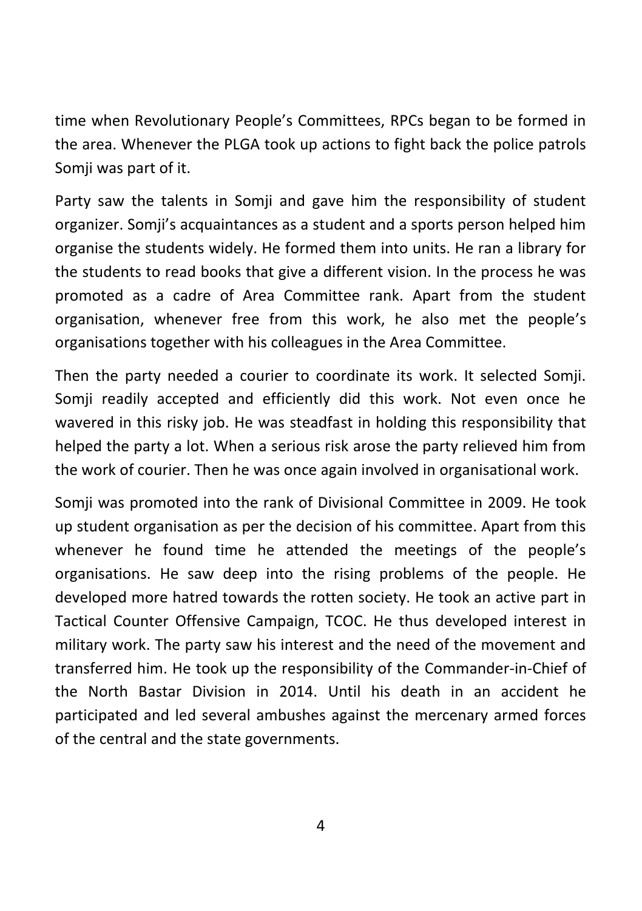time when Revolutionary People's Committees, RPCs began to be formed in the area. Whenever the PLGA took up actions to fight back the police patrols Somji was part of it.

Party saw the talents in Somji and gave him the responsibility of student organizer. Somji's acquaintances as a student and a sports person helped him organise the students widely. He formed them into units. He ran a library for the students to read books that give a different vision. In the process he was promoted as a cadre of Area Committee rank. Apart from the student organisation, whenever free from this work, he also met the people's organisations together with his colleagues in the Area Committee.

Then the party needed a courier to coordinate its work. It selected Somji. Somji readily accepted and efficiently did this work. Not even once he wavered in this risky job. He was steadfast in holding this responsibility that helped the party a lot. When a serious risk arose the party relieved him from the work of courier. Then he was once again involved in organisational work.

Somji was promoted into the rank of Divisional Committee in 2009. He took up student organisation as per the decision of his committee. Apart from this whenever he found time he attended the meetings of the people's organisations. He saw deep into the rising problems of the people. He developed more hatred towards the rotten society. He took an active part in Tactical Counter Offensive Campaign, TCOC. He thus developed interest in military work. The party saw his interest and the need of the movement and transferred him. He took up the responsibility of the Commander-in-Chief of the North Bastar Division in 2014. Until his death in an accident he participated and led several ambushes against the mercenary armed forces of the central and the state governments.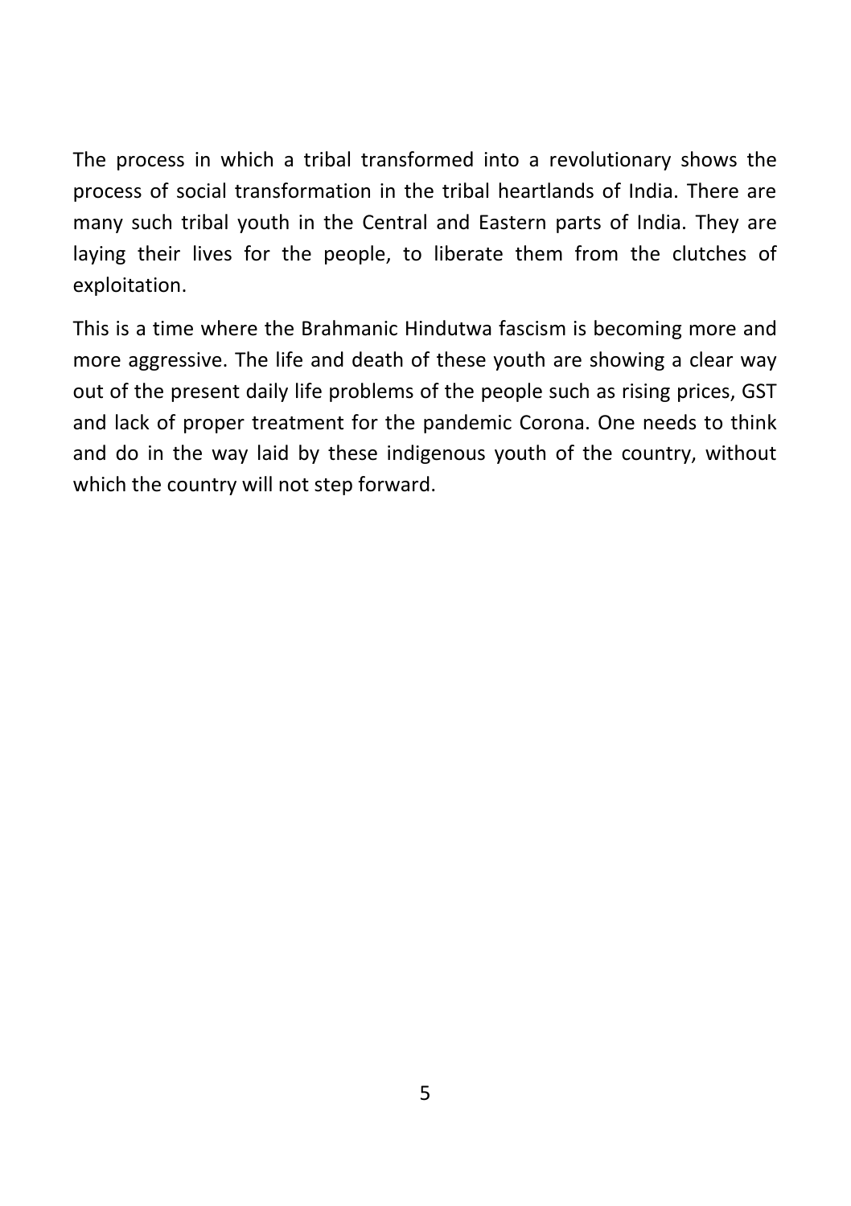The process in which a tribal transformed into a revolutionary shows the process of social transformation in the tribal heartlands of India. There are many such tribal youth in the Central and Eastern parts of India. They are laying their lives for the people, to liberate them from the clutches of exploitation.

This is a time where the Brahmanic Hindutwa fascism is becoming more and more aggressive. The life and death of these youth are showing a clear way out of the present daily life problems of the people such as rising prices, GST and lack of proper treatment for the pandemic Corona. One needs to think and do in the way laid by these indigenous youth of the country, without which the country will not step forward.